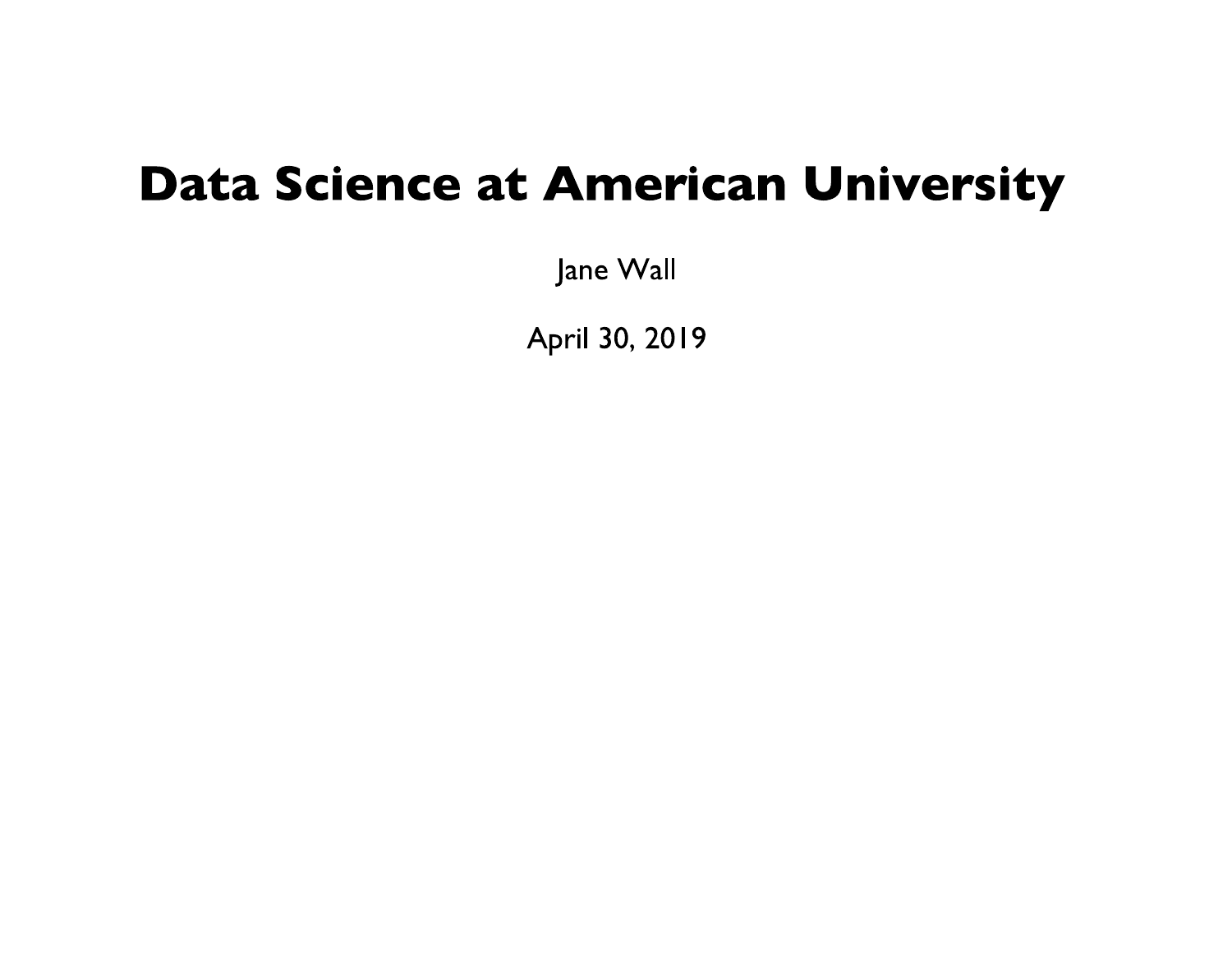# Data Science at American University

Jane Wall

April 30, 2019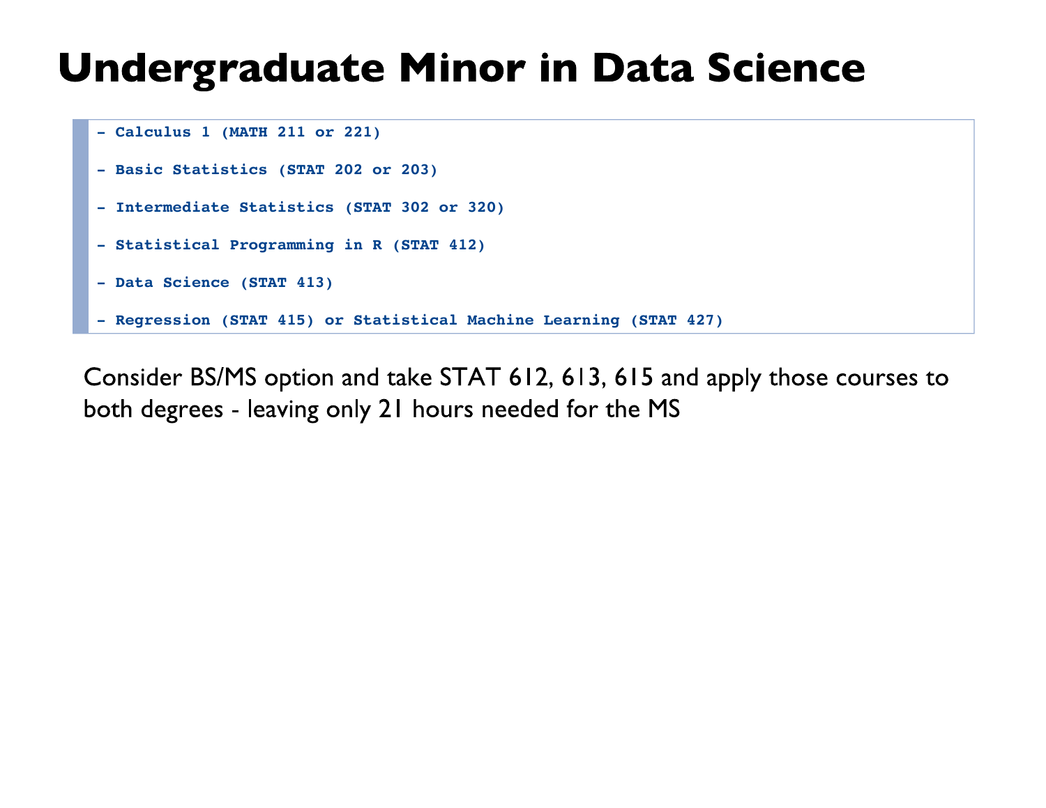# Undergraduate Minor in Data Science

```
- Calculus 1 (MATH 211 or 221)

- Basic Statistics (STAT 202 or 203)

- Intermediate Statistics (STAT 302 or 320)

- Statistical Programming in R (STAT 412)

- Data Science (STAT 413)

- Regression (STAT 415) or Statistical Machine Learning (STAT 427)
```

Consider BS/MS option and take STAT 612, 613, 615 and apply those courses to both degrees - leaving only 21 hours needed for the MS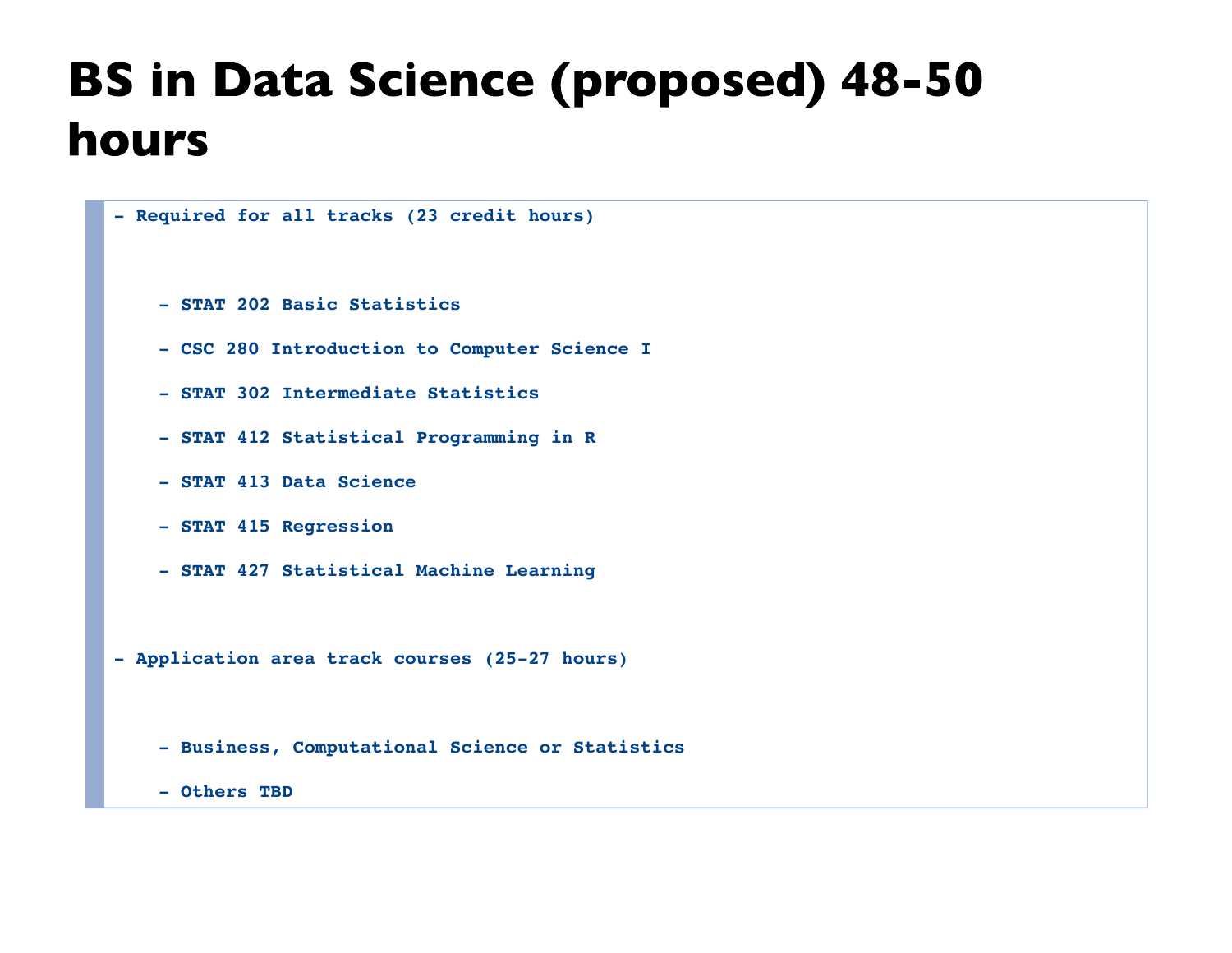# BS in Data Science (proposed) 48-50 hours

- Required for all tracks (23 credit hours)
  - STAT 202 Basic Statistics
  - CSC 280 Introduction to Computer Science I
  - STAT 302 Intermediate Statistics
  - STAT 412 Statistical Programming in R
  - STAT 413 Data Science
  - STAT 415 Regression
  - STAT 427 Statistical Machine Learning
- Application area track courses (25-27 hours)
  - Business, Computational Science or Statistics
  - Others TBD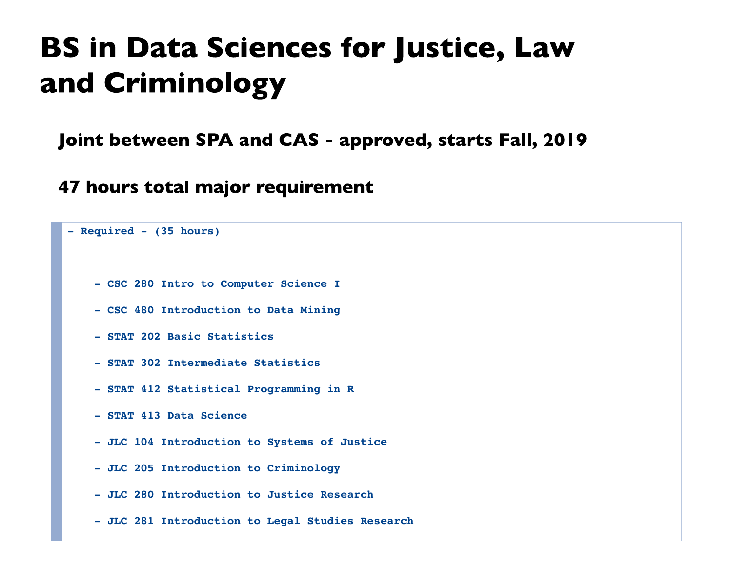# BS in Data Sciences for Justice, Law and Criminology

**Joint between SPA and CAS - approved, starts Fall, 2019**

**47 hours total major requirement**

- Required - (35 hours)
  - CSC 280 Intro to Computer Science I
  - CSC 480 Introduction to Data Mining
  - STAT 202 Basic Statistics
  - STAT 302 Intermediate Statistics
  - STAT 412 Statistical Programming in R
  - STAT 413 Data Science
  - JLC 104 Introduction to Systems of Justice
  - JLC 205 Introduction to Criminology
  - JLC 280 Introduction to Justice Research
  - JLC 281 Introduction to Legal Studies Research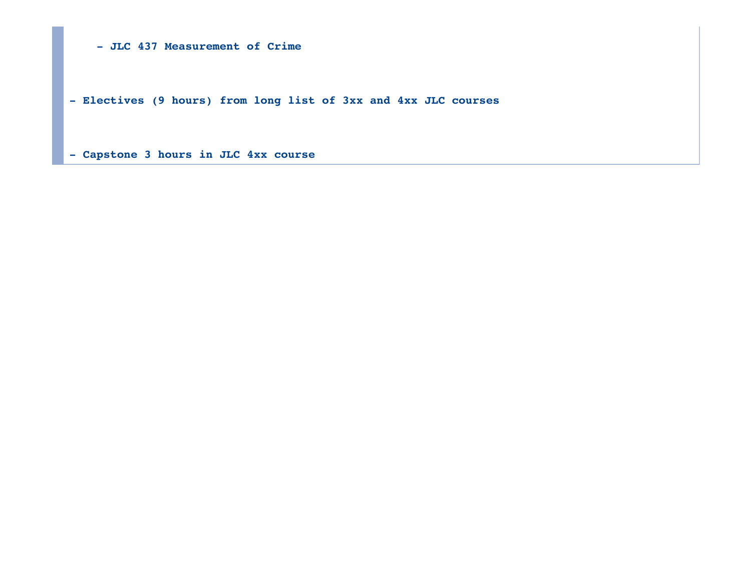- JLC 437 Measurement of Crime

- Electives (9 hours) from long list of 3xx and 4xx JLC courses

- Capstone 3 hours in JLC 4xx course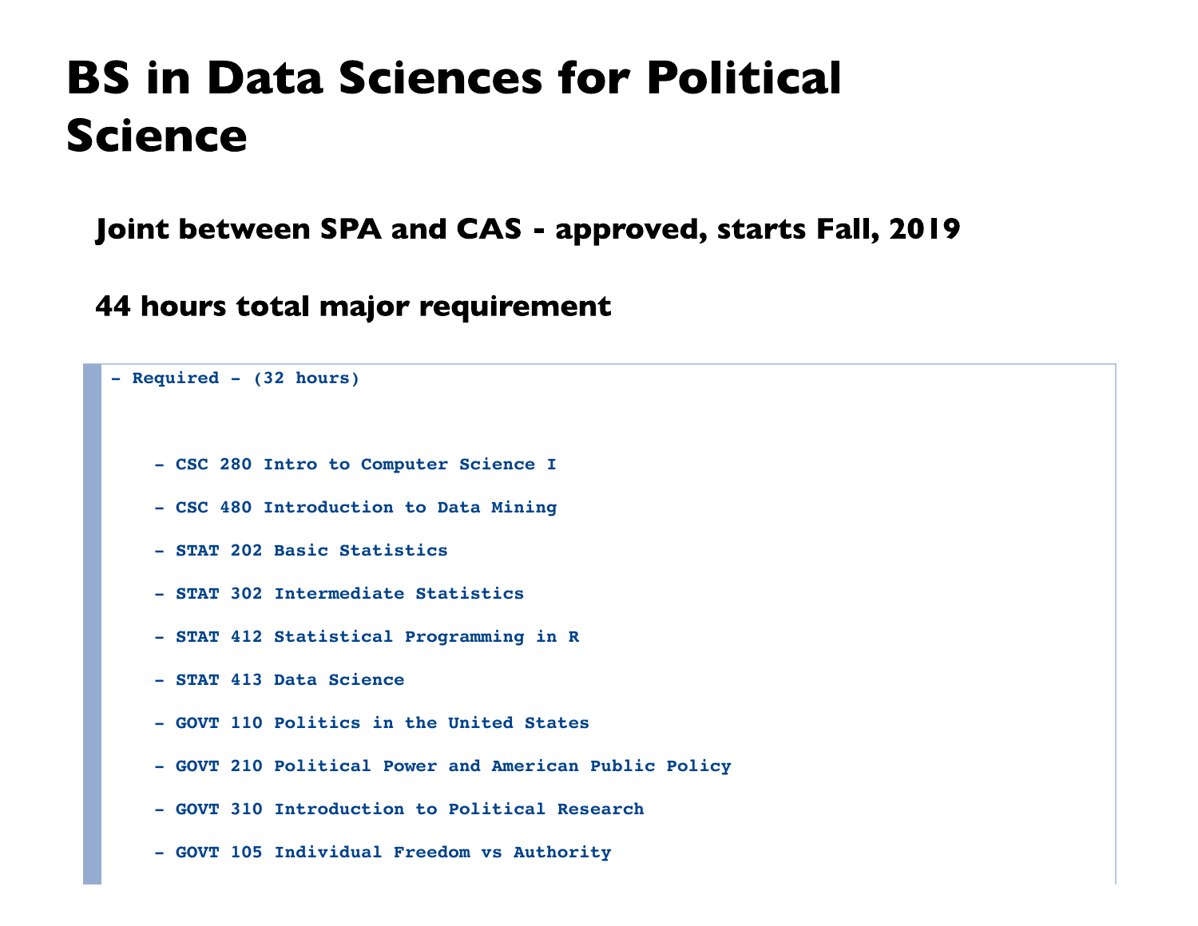# BS in Data Sciences for Political Science

**Joint between SPA and CAS - approved, starts Fall, 2019**

**44 hours total major requirement**

- Required - (32 hours)
  - CSC 280 Intro to Computer Science I
  - CSC 480 Introduction to Data Mining
  - STAT 202 Basic Statistics
  - STAT 302 Intermediate Statistics
  - STAT 412 Statistical Programming in R
  - STAT 413 Data Science
  - GOVT 110 Politics in the United States
  - GOVT 210 Political Power and American Public Policy
  - GOVT 310 Introduction to Political Research
  - GOVT 105 Individual Freedom vs Authority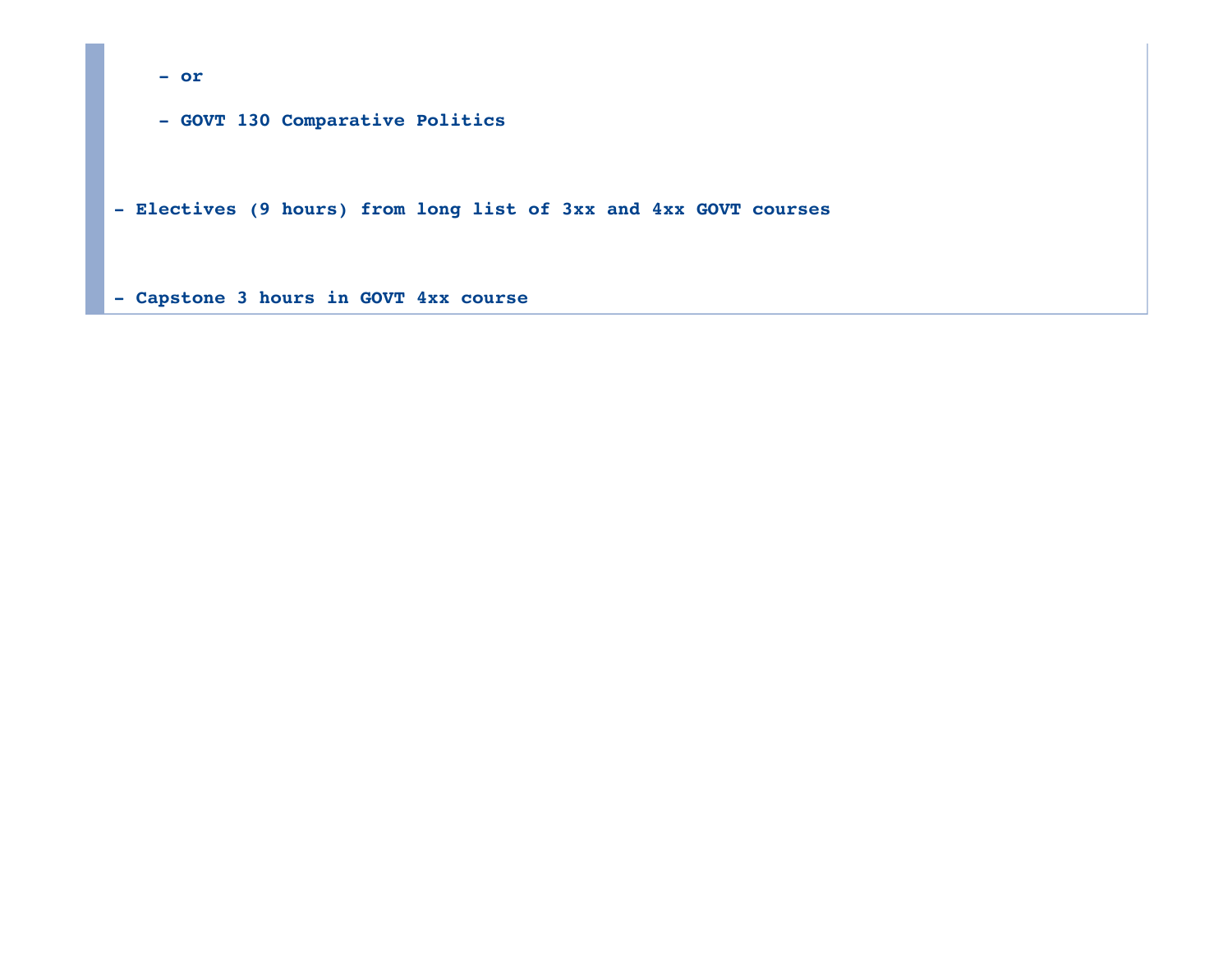- or
  - GOVT 130 Comparative Politics

- Electives (9 hours) from long list of 3xx and 4xx GOVT courses

- Capstone 3 hours in GOVT 4xx course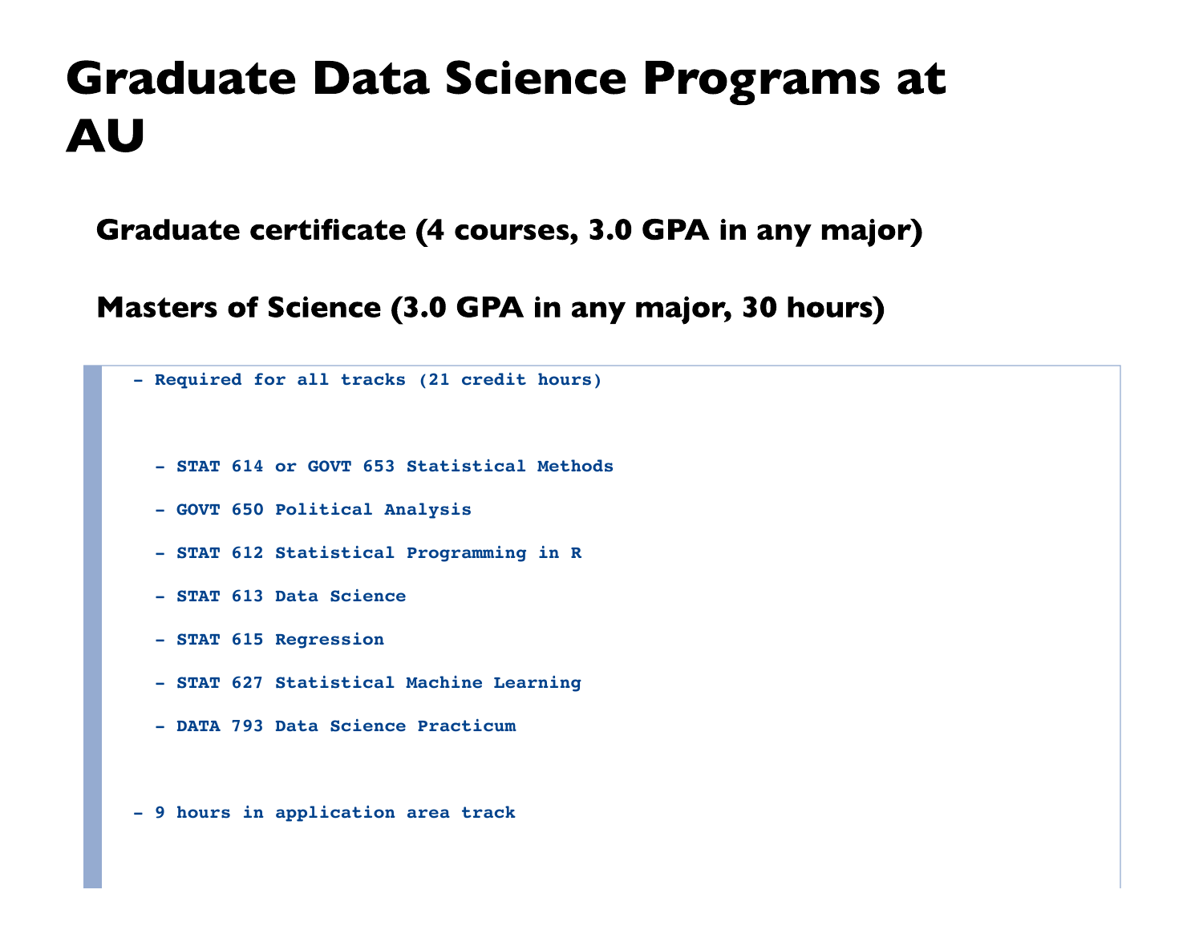# Graduate Data Science Programs at AU

**Graduate certificate (4 courses, 3.0 GPA in any major)**

**Masters of Science (3.0 GPA in any major, 30 hours)**

```
- Required for all tracks (21 credit hours)

  - STAT 614 or GOVT 653 Statistical Methods
  - GOVT 650 Political Analysis
  - STAT 612 Statistical Programming in R
  - STAT 613 Data Science
  - STAT 615 Regression
  - STAT 627 Statistical Machine Learning
  - DATA 793 Data Science Practicum

- 9 hours in application area track
```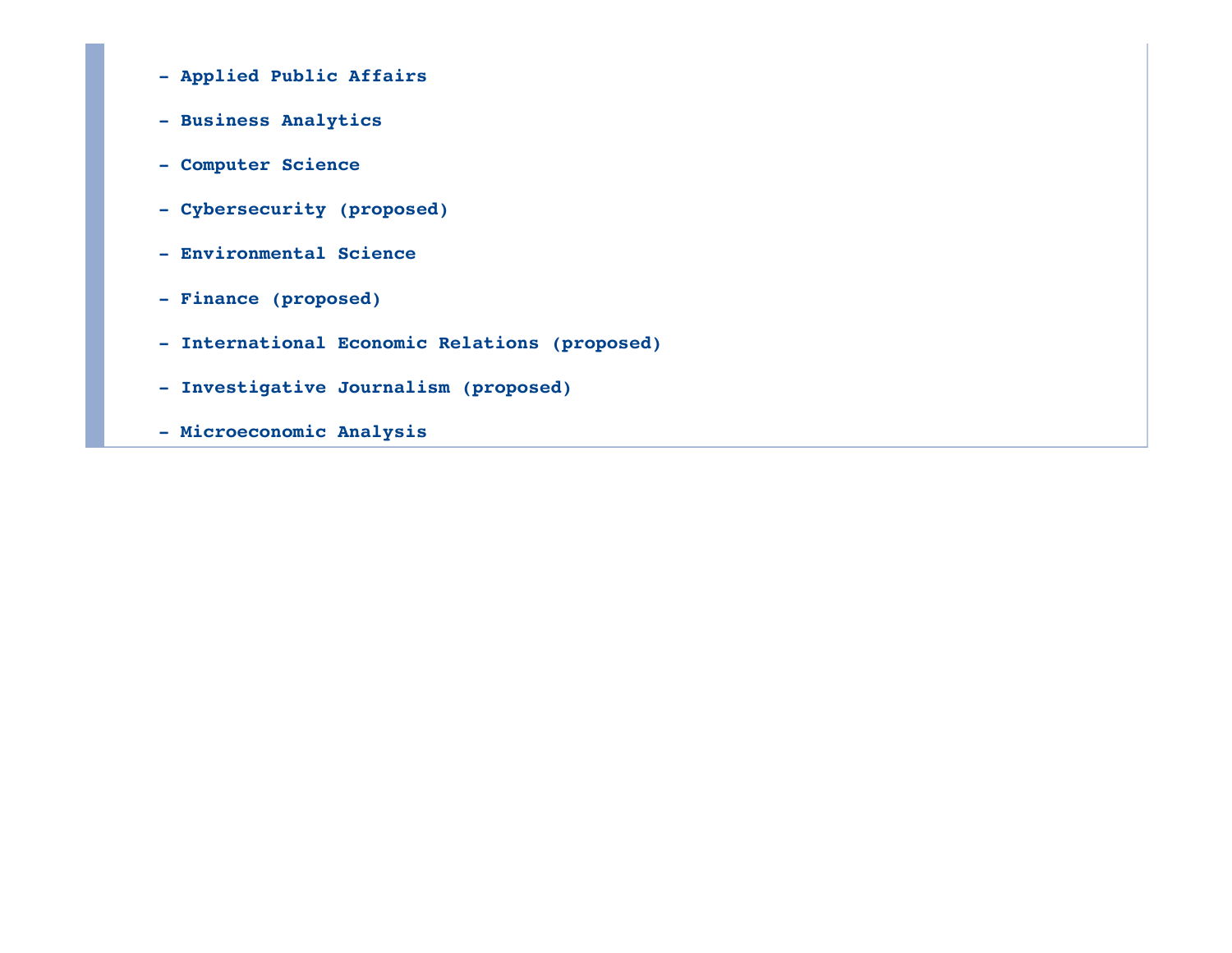- **Applied Public Affairs**
- **Business Analytics**
- **Computer Science**
- **Cybersecurity (proposed)**
- **Environmental Science**
- **Finance (proposed)**
- **International Economic Relations (proposed)**
- **Investigative Journalism (proposed)**
- **Microeconomic Analysis**